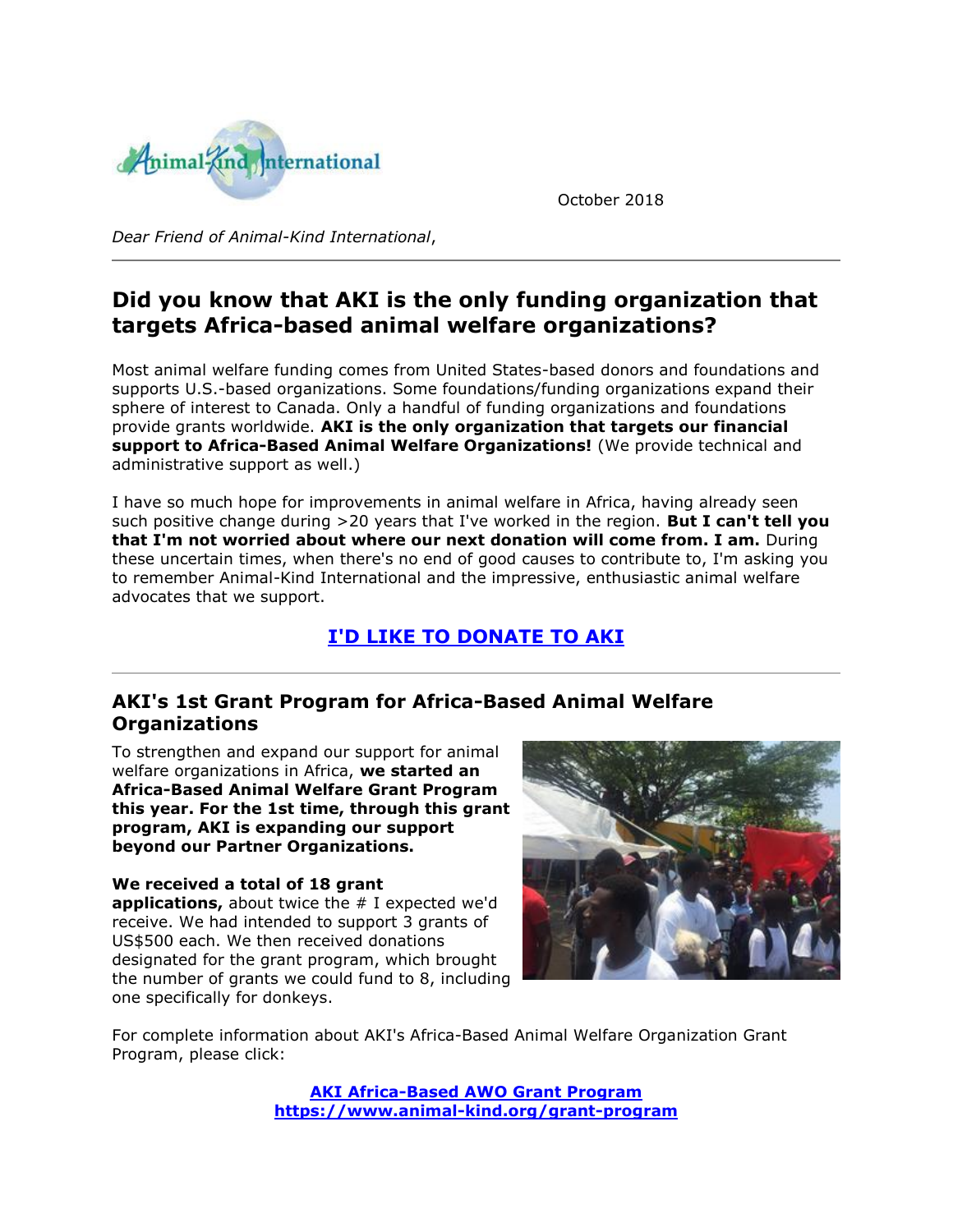October 2018

*Dear Friend of Animal-Kind International*,

---

## Did you know that AKI is the only funding organization that targets Africa-based animal welfare organizations?

Most animal welfare funding comes from United States-based donors and foundations and supports U.S.-based organizations. Some foundations/funding organizations expand their sphere of interest to Canada. Only a handful of funding organizations and foundations provide grants worldwide. **AKI is the only organization that targets our financial support to Africa-Based Animal Welfare Organizations!** (We provide technical and administrative support as well.)

I have so much hope for improvements in animal welfare in Africa, having already seen such positive change during >20 years that I've worked in the region. **But I can't tell you that I'm not worried about where our next donation will come from. I am.** During these uncertain times, when there's no end of good causes to contribute to, I'm asking you to remember Animal-Kind International and the impressive, enthusiastic animal welfare advocates that we support.

**I'D LIKE TO DONATE TO AKI**

---

### AKI's 1st Grant Program for Africa-Based Animal Welfare Organizations

To strengthen and expand our support for animal welfare organizations in Africa, **we started an Africa-Based Animal Welfare Grant Program this year. For the 1st time, through this grant program, AKI is expanding our support beyond our Partner Organizations.**

**We received a total of 18 grant applications,** about twice the # I expected we'd receive. We had intended to support 3 grants of US$500 each. We then received donations designated for the grant program, which brought the number of grants we could fund to 8, including one specifically for donkeys.

For complete information about AKI's Africa-Based Animal Welfare Organization Grant Program, please click:

**AKI Africa-Based AWO Grant Program**
**https://www.animal-kind.org/grant-program**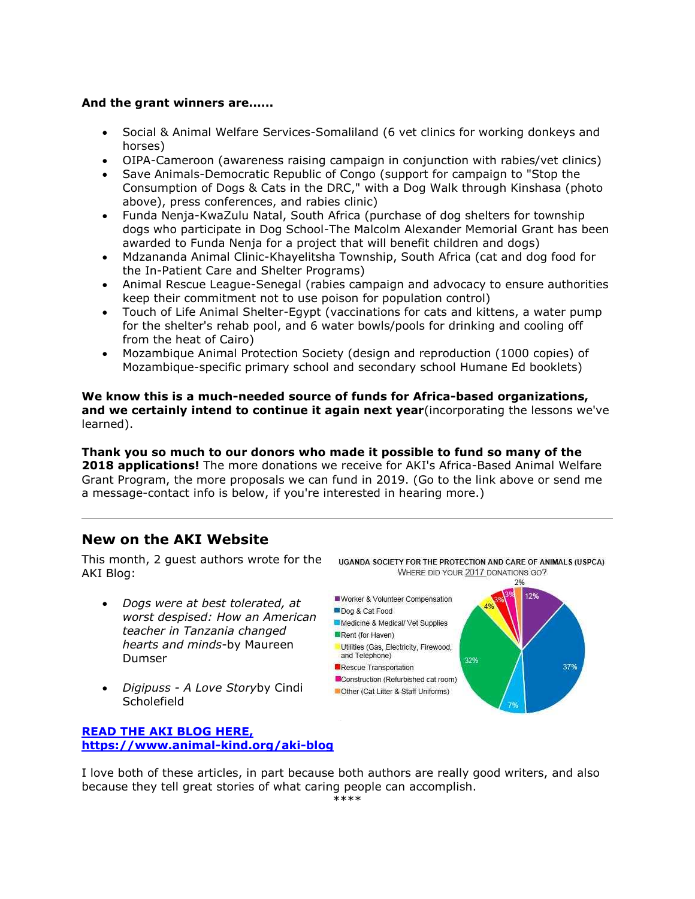**And the grant winners are......**

- Social & Animal Welfare Services-Somaliland (6 vet clinics for working donkeys and horses)
- OIPA-Cameroon (awareness raising campaign in conjunction with rabies/vet clinics)
- Save Animals-Democratic Republic of Congo (support for campaign to "Stop the Consumption of Dogs & Cats in the DRC," with a Dog Walk through Kinshasa (photo above), press conferences, and rabies clinic)
- Funda Nenja-KwaZulu Natal, South Africa (purchase of dog shelters for township dogs who participate in Dog School-The Malcolm Alexander Memorial Grant has been awarded to Funda Nenja for a project that will benefit children and dogs)
- Mdzananda Animal Clinic-Khayelitsha Township, South Africa (cat and dog food for the In-Patient Care and Shelter Programs)
- Animal Rescue League-Senegal (rabies campaign and advocacy to ensure authorities keep their commitment not to use poison for population control)
- Touch of Life Animal Shelter-Egypt (vaccinations for cats and kittens, a water pump for the shelter's rehab pool, and 6 water bowls/pools for drinking and cooling off from the heat of Cairo)
- Mozambique Animal Protection Society (design and reproduction (1000 copies) of Mozambique-specific primary school and secondary school Humane Ed booklets)

**We know this is a much-needed source of funds for Africa-based organizations, and we certainly intend to continue it again next year**(incorporating the lessons we've learned).

**Thank you so much to our donors who made it possible to fund so many of the 2018 applications!** The more donations we receive for AKI's Africa-Based Animal Welfare Grant Program, the more proposals we can fund in 2019. (Go to the link above or send me a message-contact info is below, if you're interested in hearing more.)

---

## New on the AKI Website

This month, 2 guest authors wrote for the AKI Blog:

- *Dogs were at best tolerated, at worst despised: How an American teacher in Tanzania changed hearts and minds*-by Maureen Dumser
- *Digipuss - A Love Story*by Cindi Scholefield

UGANDA SOCIETY FOR THE PROTECTION AND CARE OF ANIMALS (USPCA)
WHERE DID YOUR 2017 DONATIONS GO?

| Category | Percentage |
|---|---|
| Worker & Volunteer Compensation | 12% |
| Dog & Cat Food | 37% |
| Medicine & Medical/ Vet Supplies | 7% |
| Rent (for Haven) | 32% |
| Utilities (Gas, Electricity, Firewood, and Telephone) | 4% |
| Rescue Transportation | 3% |
| Construction (Refurbished cat room) | 3% |
| Other (Cat Litter & Staff Uniforms) | 2% |

**[READ THE AKI BLOG HERE, https://www.animal-kind.org/aki-blog](https://www.animal-kind.org/aki-blog)**

I love both of these articles, in part because both authors are really good writers, and also because they tell great stories of what caring people can accomplish.

****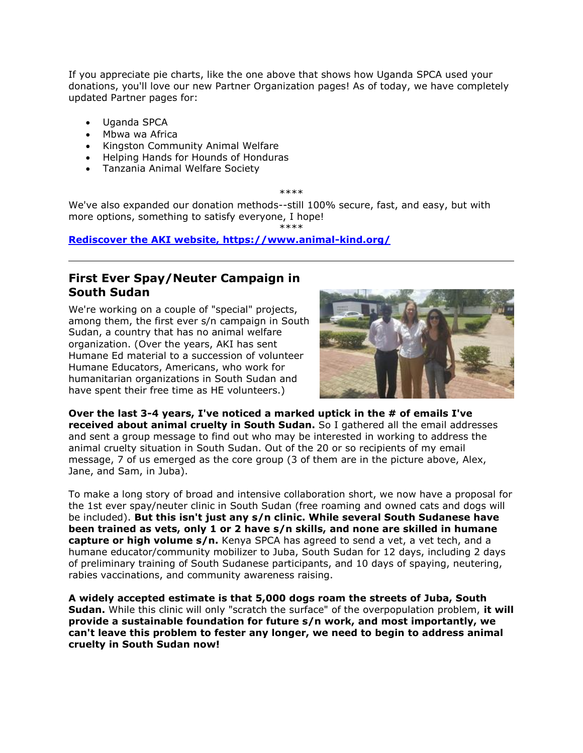If you appreciate pie charts, like the one above that shows how Uganda SPCA used your donations, you'll love our new Partner Organization pages! As of today, we have completely updated Partner pages for:

- Uganda SPCA
- Mbwa wa Africa
- Kingston Community Animal Welfare
- Helping Hands for Hounds of Honduras
- Tanzania Animal Welfare Society

****

We've also expanded our donation methods--still 100% secure, fast, and easy, but with more options, something to satisfy everyone, I hope!

****

**[Rediscover the AKI website, https://www.animal-kind.org/](https://www.animal-kind.org/)**

---

## First Ever Spay/Neuter Campaign in South Sudan

We're working on a couple of "special" projects, among them, the first ever s/n campaign in South Sudan, a country that has no animal welfare organization. (Over the years, AKI has sent Humane Ed material to a succession of volunteer Humane Educators, Americans, who work for humanitarian organizations in South Sudan and have spent their free time as HE volunteers.)

**Over the last 3-4 years, I've noticed a marked uptick in the # of emails I've received about animal cruelty in South Sudan.** So I gathered all the email addresses and sent a group message to find out who may be interested in working to address the animal cruelty situation in South Sudan. Out of the 20 or so recipients of my email message, 7 of us emerged as the core group (3 of them are in the picture above, Alex, Jane, and Sam, in Juba).

To make a long story of broad and intensive collaboration short, we now have a proposal for the 1st ever spay/neuter clinic in South Sudan (free roaming and owned cats and dogs will be included). **But this isn't just any s/n clinic. While several South Sudanese have been trained as vets, only 1 or 2 have s/n skills, and none are skilled in humane capture or high volume s/n.** Kenya SPCA has agreed to send a vet, a vet tech, and a humane educator/community mobilizer to Juba, South Sudan for 12 days, including 2 days of preliminary training of South Sudanese participants, and 10 days of spaying, neutering, rabies vaccinations, and community awareness raising.

**A widely accepted estimate is that 5,000 dogs roam the streets of Juba, South Sudan.** While this clinic will only "scratch the surface" of the overpopulation problem, **it will provide a sustainable foundation for future s/n work, and most importantly, we can't leave this problem to fester any longer, we need to begin to address animal cruelty in South Sudan now!**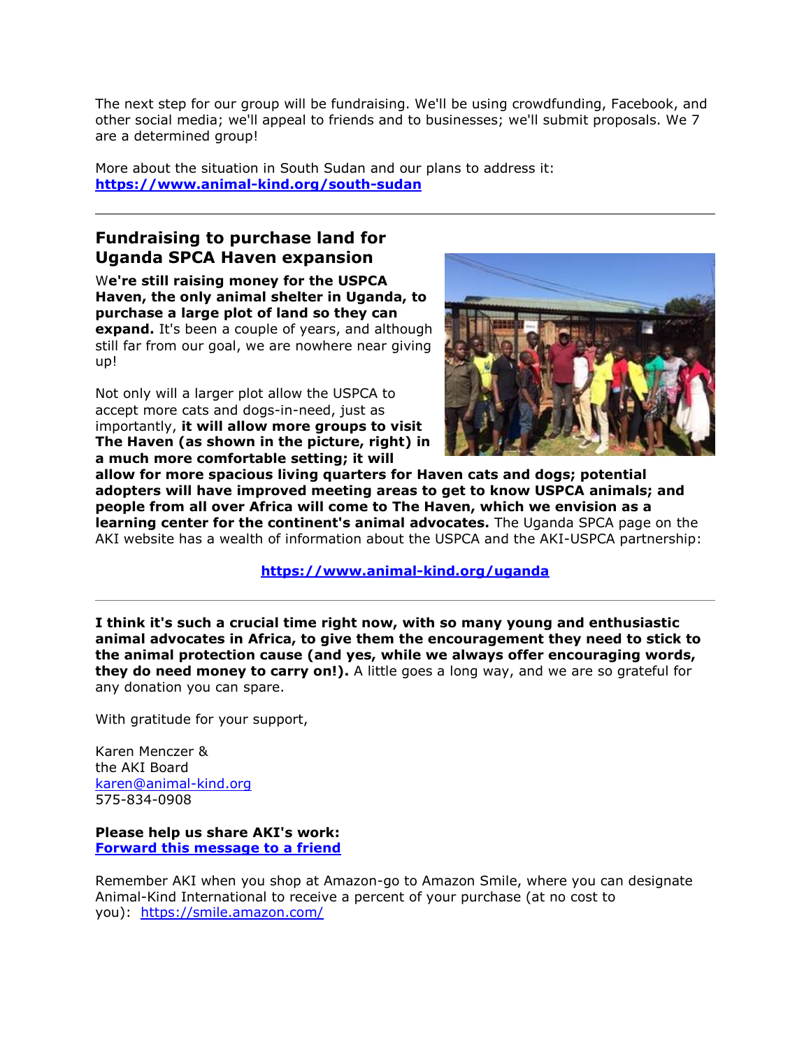The next step for our group will be fundraising. We'll be using crowdfunding, Facebook, and other social media; we'll appeal to friends and to businesses; we'll submit proposals. We 7 are a determined group!

More about the situation in South Sudan and our plans to address it:
**[https://www.animal-kind.org/south-sudan](https://www.animal-kind.org/south-sudan)**

---

## Fundraising to purchase land for Uganda SPCA Haven expansion

W**e're still raising money for the USPCA Haven, the only animal shelter in Uganda, to purchase a large plot of land so they can expand.** It's been a couple of years, and although still far from our goal, we are nowhere near giving up!

Not only will a larger plot allow the USPCA to accept more cats and dogs-in-need, just as importantly, **it will allow more groups to visit The Haven (as shown in the picture, right) in a much more comfortable setting; it will allow for more spacious living quarters for Haven cats and dogs; potential adopters will have improved meeting areas to get to know USPCA animals; and people from all over Africa will come to The Haven, which we envision as a learning center for the continent's animal advocates.** The Uganda SPCA page on the AKI website has a wealth of information about the USPCA and the AKI-USPCA partnership:

**[https://www.animal-kind.org/uganda](https://www.animal-kind.org/uganda)**

---

**I think it's such a crucial time right now, with so many young and enthusiastic animal advocates in Africa, to give them the encouragement they need to stick to the animal protection cause (and yes, while we always offer encouraging words, they do need money to carry on!).** A little goes a long way, and we are so grateful for any donation you can spare.

With gratitude for your support,

Karen Menczer &
the AKI Board
karen@animal-kind.org
575-834-0908

**Please help us share AKI's work:**
**Forward this message to a friend**

Remember AKI when you shop at Amazon-go to Amazon Smile, where you can designate Animal-Kind International to receive a percent of your purchase (at no cost to you): [https://smile.amazon.com/](https://smile.amazon.com/)